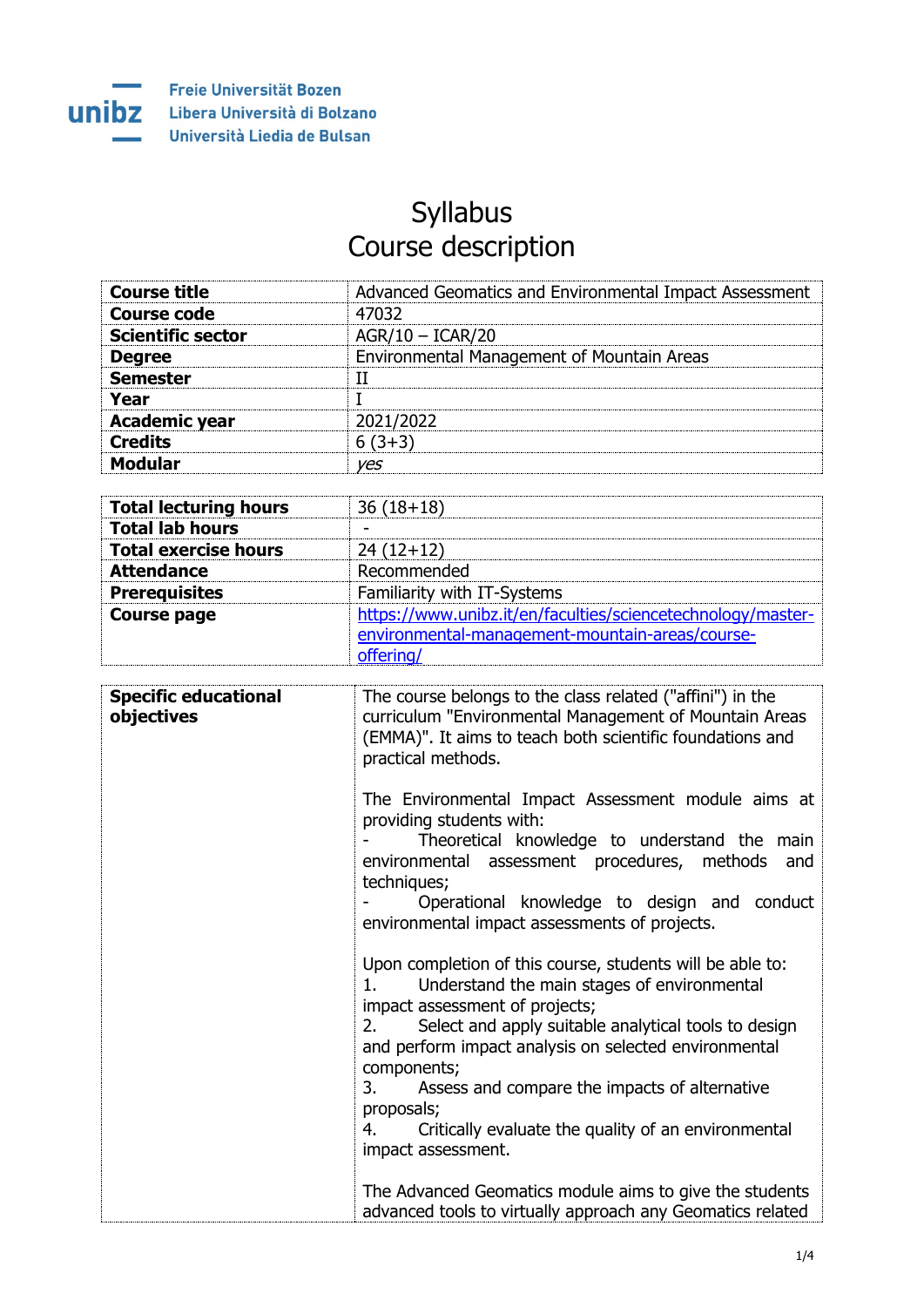Freie Universität Bozen
Libera Università di Bolzano
Università Liedia de Bulsan

# Syllabus
# Course description

| | |
|---|---|
| **Course title** | Advanced Geomatics and Environmental Impact Assessment |
| **Course code** | 47032 |
| **Scientific sector** | AGR/10 – ICAR/20 |
| **Degree** | Environmental Management of Mountain Areas |
| **Semester** | II |
| **Year** | I |
| **Academic year** | 2021/2022 |
| **Credits** | 6 (3+3) |
| **Modular** | *yes* |

| | |
|---|---|
| **Total lecturing hours** | 36 (18+18) |
| **Total lab hours** | - |
| **Total exercise hours** | 24 (12+12) |
| **Attendance** | Recommended |
| **Prerequisites** | Familiarity with IT-Systems |
| **Course page** | https://www.unibz.it/en/faculties/sciencetechnology/master-environmental-management-mountain-areas/course-offering/ |

| | |
|---|---|
| **Specific educational objectives** | The course belongs to the class related ("affini") in the curriculum "Environmental Management of Mountain Areas (EMMA)". It aims to teach both scientific foundations and practical methods.<br><br>The Environmental Impact Assessment module aims at providing students with:<br>- Theoretical knowledge to understand the main environmental assessment procedures, methods and techniques;<br>- Operational knowledge to design and conduct environmental impact assessments of projects.<br><br>Upon completion of this course, students will be able to:<br>1. Understand the main stages of environmental impact assessment of projects;<br>2. Select and apply suitable analytical tools to design and perform impact analysis on selected environmental components;<br>3. Assess and compare the impacts of alternative proposals;<br>4. Critically evaluate the quality of an environmental impact assessment.<br><br>The Advanced Geomatics module aims to give the students advanced tools to virtually approach any Geomatics related |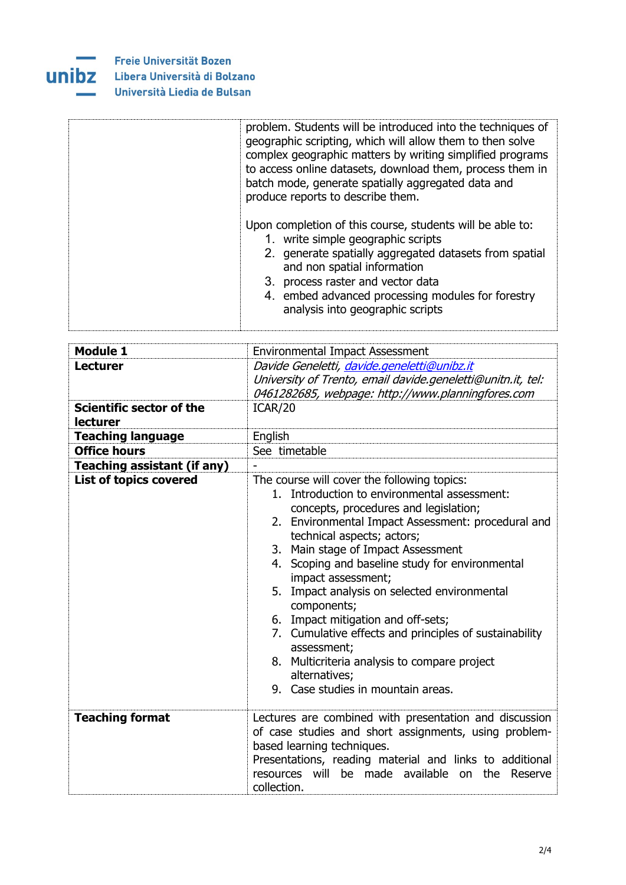| | |
|---|---|
| | problem. Students will be introduced into the techniques of geographic scripting, which will allow them to then solve complex geographic matters by writing simplified programs to access online datasets, download them, process them in batch mode, generate spatially aggregated data and produce reports to describe them.<br><br>Upon completion of this course, students will be able to:<br>1. write simple geographic scripts<br>2. generate spatially aggregated datasets from spatial and non spatial information<br>3. process raster and vector data<br>4. embed advanced processing modules for forestry analysis into geographic scripts |

| | |
|---|---|
| **Module 1** | Environmental Impact Assessment |
| **Lecturer** | *Davide Geneletti, davide.geneletti@unibz.it*<br>*University of Trento, email davide.geneletti@unitn.it, tel: 0461282685, webpage: http://www.planningfores.com* |
| **Scientific sector of the lecturer** | ICAR/20 |
| **Teaching language** | English |
| **Office hours** | See timetable |
| **Teaching assistant (if any)** | - |
| **List of topics covered** | The course will cover the following topics:<br>1. Introduction to environmental assessment: concepts, procedures and legislation;<br>2. Environmental Impact Assessment: procedural and technical aspects; actors;<br>3. Main stage of Impact Assessment<br>4. Scoping and baseline study for environmental impact assessment;<br>5. Impact analysis on selected environmental components;<br>6. Impact mitigation and off-sets;<br>7. Cumulative effects and principles of sustainability assessment;<br>8. Multicriteria analysis to compare project alternatives;<br>9. Case studies in mountain areas. |
| **Teaching format** | Lectures are combined with presentation and discussion of case studies and short assignments, using problem-based learning techniques.<br>Presentations, reading material and links to additional resources will be made available on the Reserve collection. |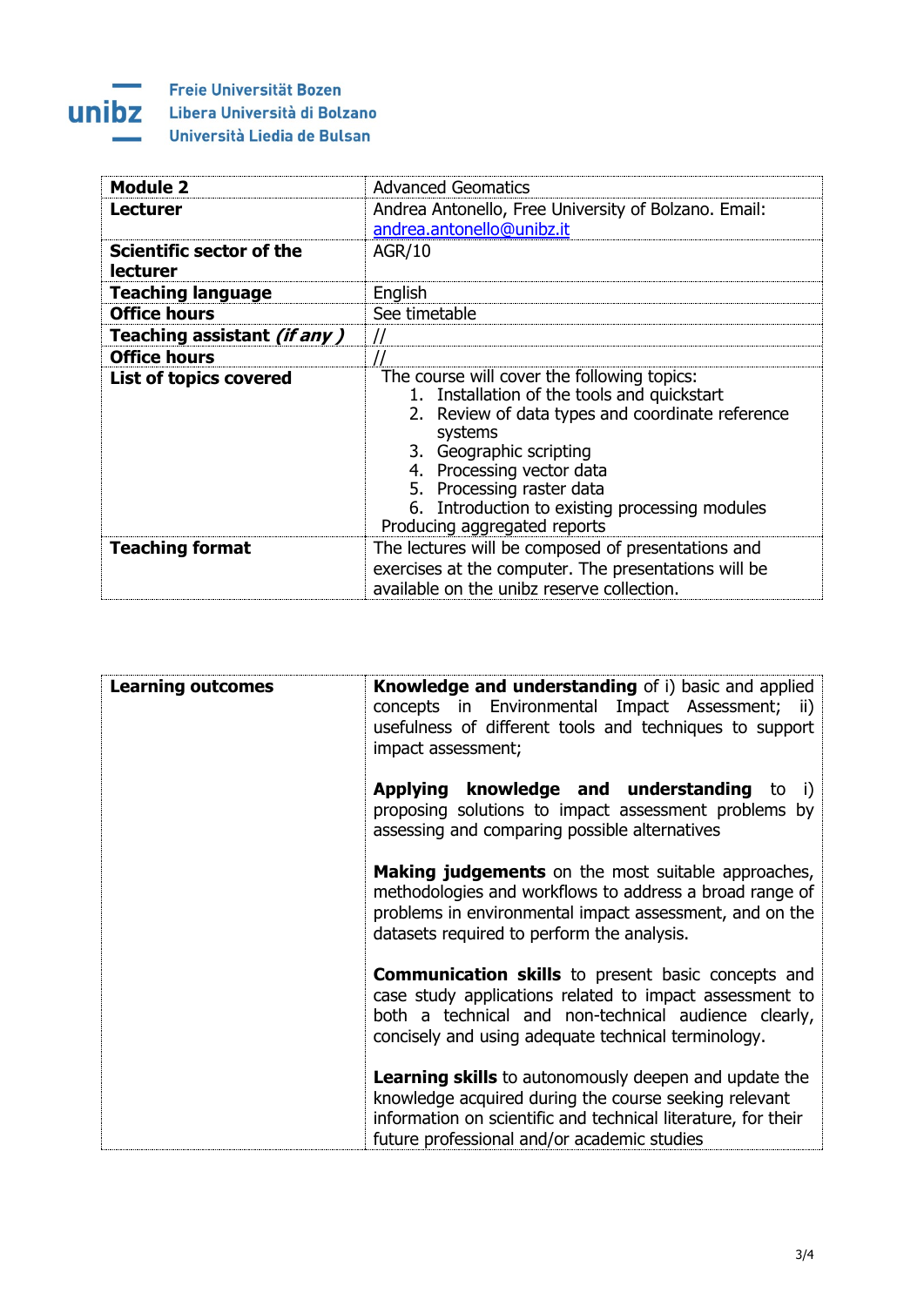**Freie Universität Bozen**
**Libera Università di Bolzano**
**Università Liedia de Bulsan**

| **Module 2** | Advanced Geomatics |
|---|---|
| **Lecturer** | Andrea Antonello, Free University of Bolzano. Email: [andrea.antonello@unibz.it](mailto:andrea.antonello@unibz.it) |
| **Scientific sector of the lecturer** | AGR/10 |
| **Teaching language** | English |
| **Office hours** | See timetable |
| **Teaching assistant *(if any )*** | // |
| **Office hours** | // |
| **List of topics covered** | The course will cover the following topics: 1. Installation of the tools and quickstart 2. Review of data types and coordinate reference systems 3. Geographic scripting 4. Processing vector data 5. Processing raster data 6. Introduction to existing processing modules Producing aggregated reports |
| **Teaching format** | The lectures will be composed of presentations and exercises at the computer. The presentations will be available on the unibz reserve collection. |

| **Learning outcomes** | **Knowledge and understanding** of i) basic and applied concepts in Environmental Impact Assessment; ii) usefulness of different tools and techniques to support impact assessment; <br><br> **Applying knowledge and understanding** to i) proposing solutions to impact assessment problems by assessing and comparing possible alternatives <br><br> **Making judgements** on the most suitable approaches, methodologies and workflows to address a broad range of problems in environmental impact assessment, and on the datasets required to perform the analysis. <br><br> **Communication skills** to present basic concepts and case study applications related to impact assessment to both a technical and non-technical audience clearly, concisely and using adequate technical terminology. <br><br> **Learning skills** to autonomously deepen and update the knowledge acquired during the course seeking relevant information on scientific and technical literature, for their future professional and/or academic studies |
|---|---|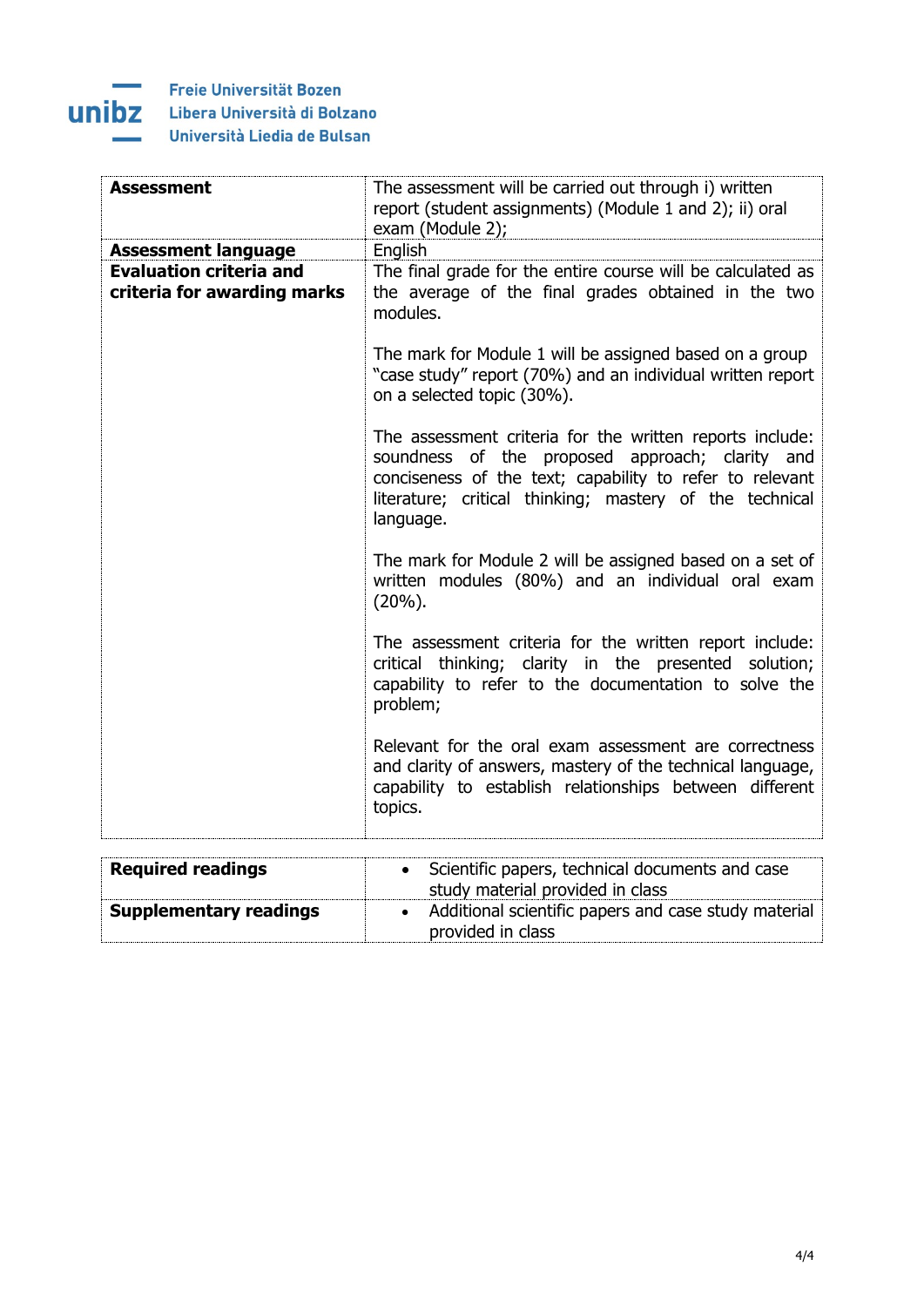| | |
|---|---|
| **Assessment** | The assessment will be carried out through i) written report (student assignments) (Module 1 and 2); ii) oral exam (Module 2); |
| **Assessment language** | English |
| **Evaluation criteria and criteria for awarding marks** | The final grade for the entire course will be calculated as the average of the final grades obtained in the two modules.<br><br>The mark for Module 1 will be assigned based on a group "case study" report (70%) and an individual written report on a selected topic (30%).<br><br>The assessment criteria for the written reports include: soundness of the proposed approach; clarity and conciseness of the text; capability to refer to relevant literature; critical thinking; mastery of the technical language.<br><br>The mark for Module 2 will be assigned based on a set of written modules (80%) and an individual oral exam (20%).<br><br>The assessment criteria for the written report include: critical thinking; clarity in the presented solution; capability to refer to the documentation to solve the problem;<br><br>Relevant for the oral exam assessment are correctness and clarity of answers, mastery of the technical language, capability to establish relationships between different topics. |

| | |
|---|---|
| **Required readings** | • Scientific papers, technical documents and case study material provided in class |
| **Supplementary readings** | • Additional scientific papers and case study material provided in class |